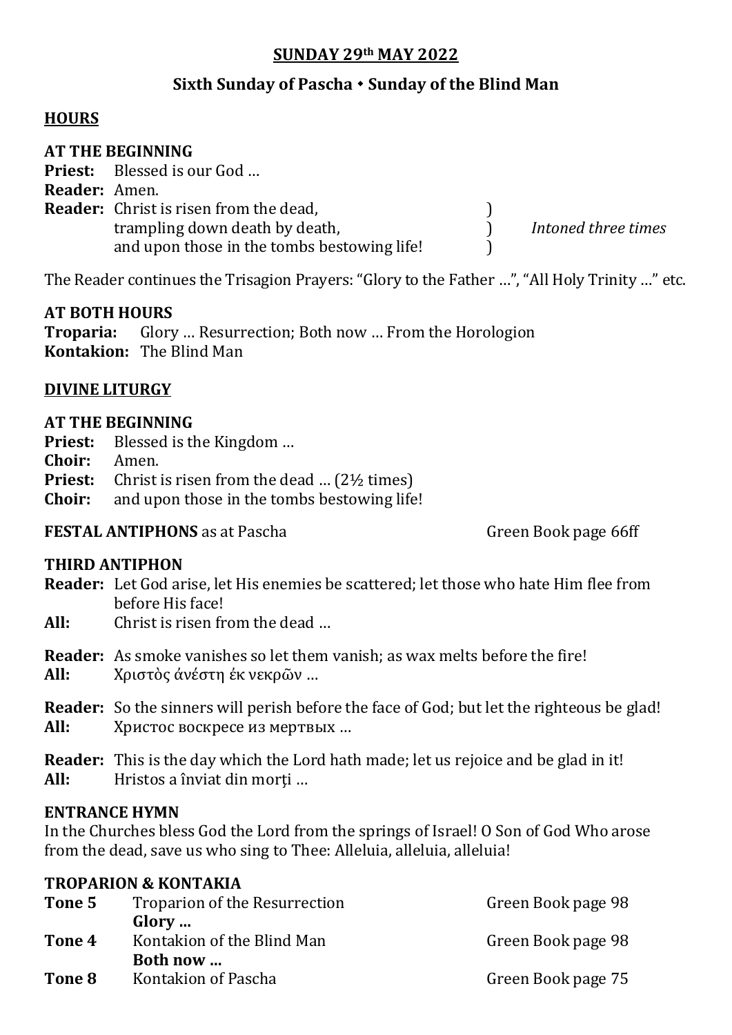**SUNDAY 29th MAY 2022**

**Sixth Sunday of Pascha • Sunday of the Blind Man**

## HOURS

### AT THE BEGINNING

**Priest:** Blessed is our God …
**Reader:** Amen.
**Reader:** Christ is risen from the dead, )
trampling down death by death, ) *Intoned three times*
and upon those in the tombs bestowing life! )

The Reader continues the Trisagion Prayers: "Glory to the Father …", "All Holy Trinity …" etc.

### AT BOTH HOURS

**Troparia:** Glory … Resurrection; Both now … From the Horologion
**Kontakion:** The Blind Man

## DIVINE LITURGY

### AT THE BEGINNING

**Priest:** Blessed is the Kingdom …
**Choir:** Amen.
**Priest:** Christ is risen from the dead … (2½ times)
**Choir:** and upon those in the tombs bestowing life!

**FESTAL ANTIPHONS** as at Pascha — Green Book page 66ff

### THIRD ANTIPHON

**Reader:** Let God arise, let His enemies be scattered; let those who hate Him flee from before His face!
**All:** Christ is risen from the dead …

**Reader:** As smoke vanishes so let them vanish; as wax melts before the fire!
**All:** Χριστὸς ἀνέστη ἐκ νεκρῶν …

**Reader:** So the sinners will perish before the face of God; but let the righteous be glad!
**All:** Христос воскресе из мертвых …

**Reader:** This is the day which the Lord hath made; let us rejoice and be glad in it!
**All:** Hristos a înviat din morţi …

### ENTRANCE HYMN

In the Churches bless God the Lord from the springs of Israel! O Son of God Who arose from the dead, save us who sing to Thee: Alleluia, alleluia, alleluia!

### TROPARION & KONTAKIA

| | | |
|---|---|---|
| **Tone 5** | Troparion of the Resurrection | Green Book page 98 |
| | **Glory …** | |
| **Tone 4** | Kontakion of the Blind Man | Green Book page 98 |
| | **Both now …** | |
| **Tone 8** | Kontakion of Pascha | Green Book page 75 |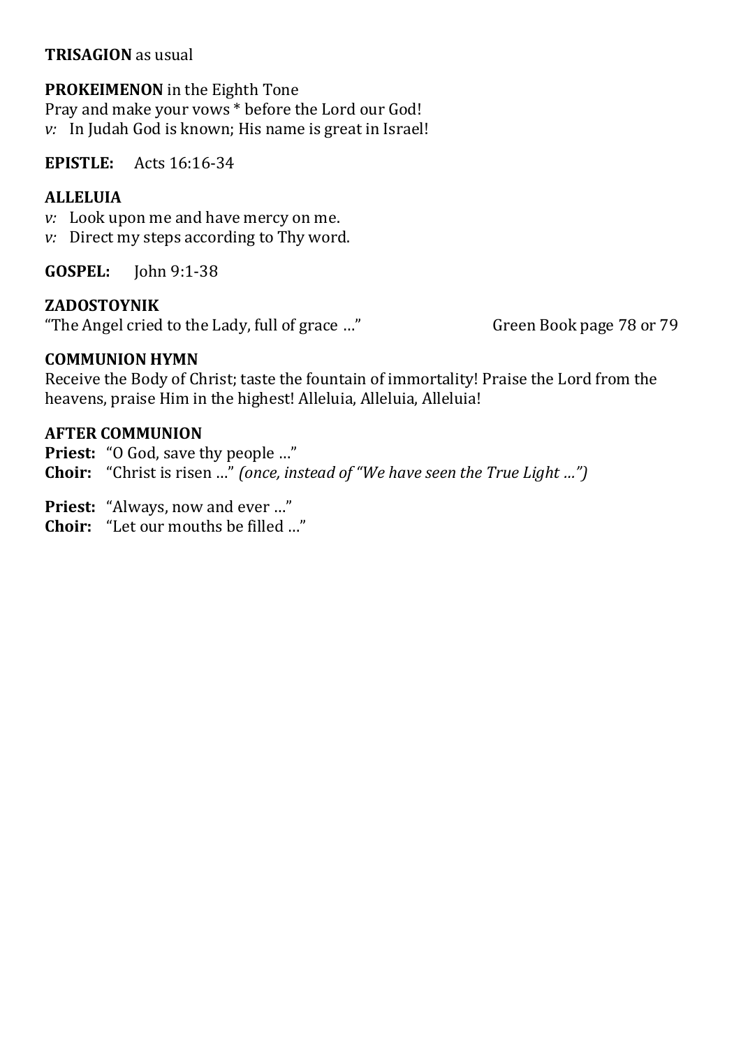**TRISAGION** as usual

**PROKEIMENON** in the Eighth Tone
Pray and make your vows * before the Lord our God!
*v:* In Judah God is known; His name is great in Israel!

**EPISTLE:** Acts 16:16-34

**ALLELUIA**
*v:* Look upon me and have mercy on me.
*v:* Direct my steps according to Thy word.

**GOSPEL:** John 9:1-38

**ZADOSTOYNIK**
"The Angel cried to the Lady, full of grace …" Green Book page 78 or 79

**COMMUNION HYMN**
Receive the Body of Christ; taste the fountain of immortality! Praise the Lord from the heavens, praise Him in the highest! Alleluia, Alleluia, Alleluia!

**AFTER COMMUNION**
**Priest:** "O God, save thy people …"
**Choir:** "Christ is risen …" *(once, instead of "We have seen the True Light …")*

**Priest:** "Always, now and ever …"
**Choir:** "Let our mouths be filled …"